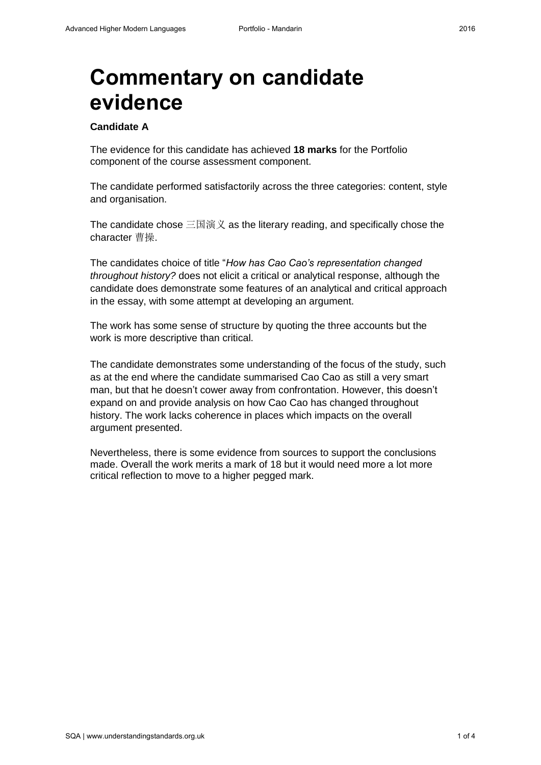# Commentary on candidate evidence

**Candidate A**

The evidence for this candidate has achieved **18 marks** for the Portfolio component of the course assessment component.

The candidate performed satisfactorily across the three categories: content, style and organisation.

The candidate chose 三国演义 as the literary reading, and specifically chose the character 曹操.

The candidates choice of title "*How has Cao Cao's representation changed throughout history?* does not elicit a critical or analytical response, although the candidate does demonstrate some features of an analytical and critical approach in the essay, with some attempt at developing an argument.

The work has some sense of structure by quoting the three accounts but the work is more descriptive than critical.

The candidate demonstrates some understanding of the focus of the study, such as at the end where the candidate summarised Cao Cao as still a very smart man, but that he doesn't cower away from confrontation. However, this doesn't expand on and provide analysis on how Cao Cao has changed throughout history. The work lacks coherence in places which impacts on the overall argument presented.

Nevertheless, there is some evidence from sources to support the conclusions made. Overall the work merits a mark of 18 but it would need more a lot more critical reflection to move to a higher pegged mark.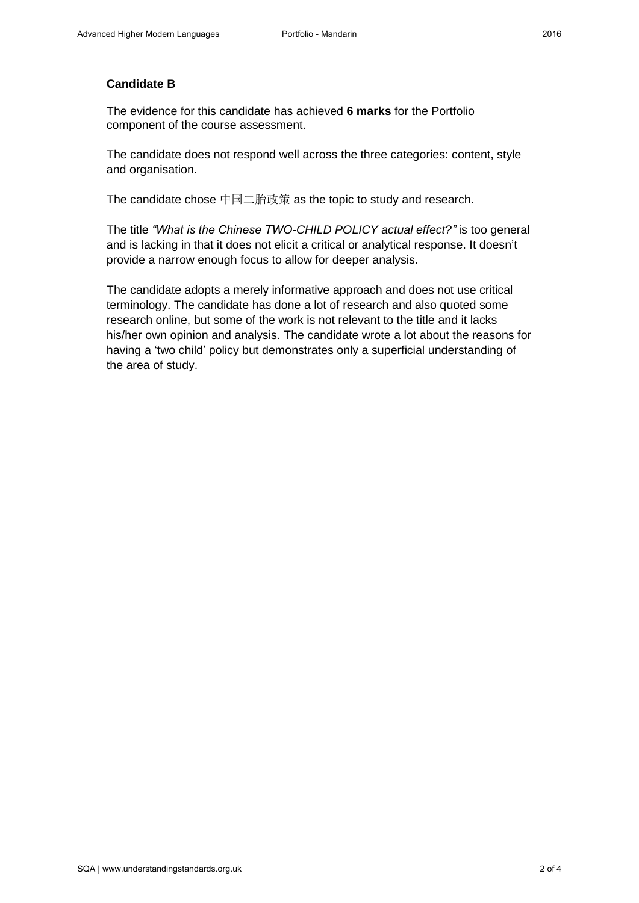**Candidate B**

The evidence for this candidate has achieved **6 marks** for the Portfolio component of the course assessment.

The candidate does not respond well across the three categories: content, style and organisation.

The candidate chose 中国二胎政策 as the topic to study and research.

The title *"What is the Chinese TWO-CHILD POLICY actual effect?"* is too general and is lacking in that it does not elicit a critical or analytical response. It doesn't provide a narrow enough focus to allow for deeper analysis.

The candidate adopts a merely informative approach and does not use critical terminology. The candidate has done a lot of research and also quoted some research online, but some of the work is not relevant to the title and it lacks his/her own opinion and analysis. The candidate wrote a lot about the reasons for having a 'two child' policy but demonstrates only a superficial understanding of the area of study.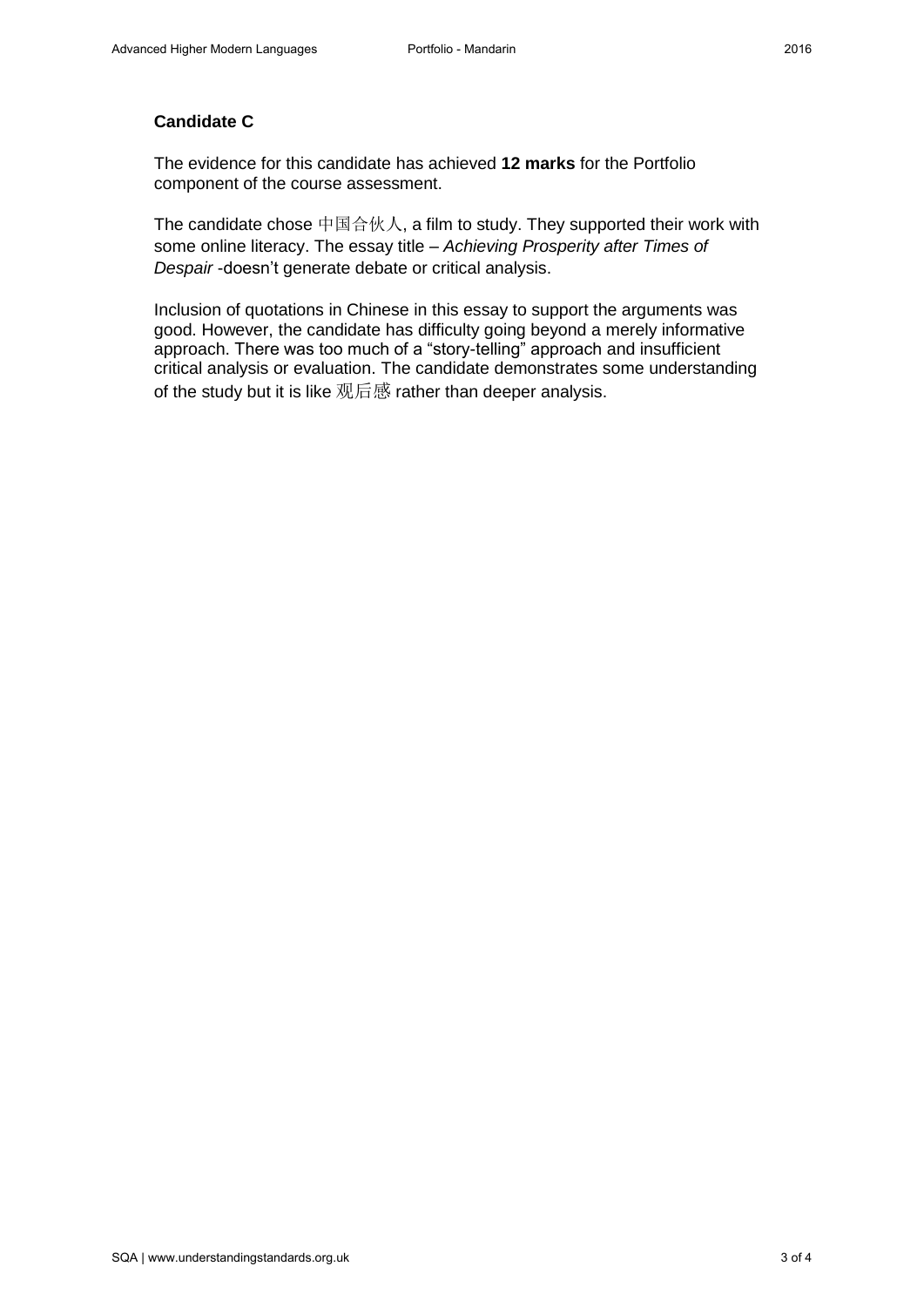**Candidate C**

The evidence for this candidate has achieved **12 marks** for the Portfolio component of the course assessment.

The candidate chose 中国合伙人, a film to study. They supported their work with some online literacy. The essay title – *Achieving Prosperity after Times of Despair* -doesn't generate debate or critical analysis.

Inclusion of quotations in Chinese in this essay to support the arguments was good. However, the candidate has difficulty going beyond a merely informative approach. There was too much of a "story-telling" approach and insufficient critical analysis or evaluation. The candidate demonstrates some understanding of the study but it is like 观后感 rather than deeper analysis.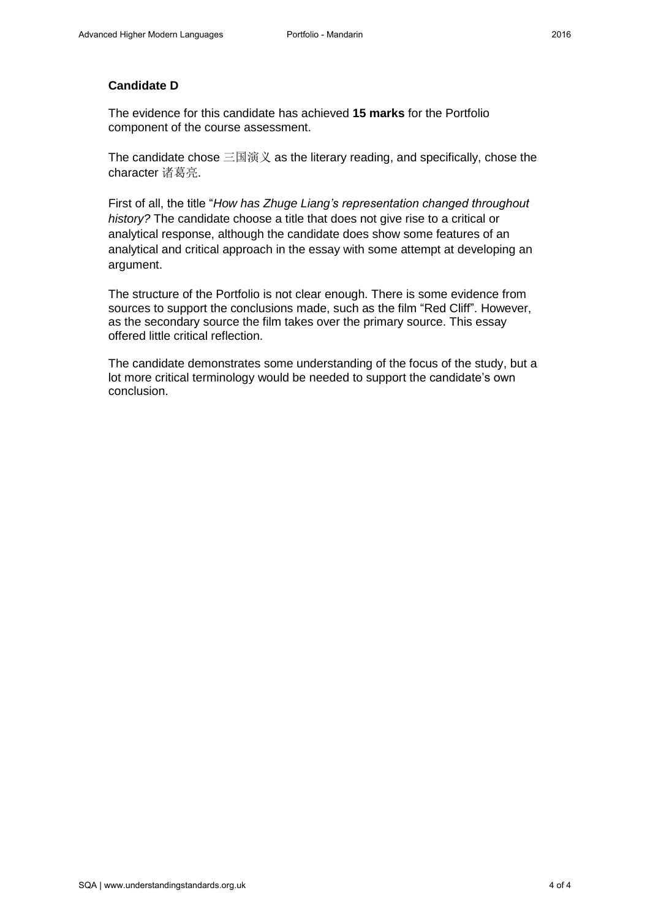**Candidate D**

The evidence for this candidate has achieved **15 marks** for the Portfolio component of the course assessment.

The candidate chose 三国演义 as the literary reading, and specifically, chose the character 诸葛亮.

First of all, the title "*How has Zhuge Liang's representation changed throughout history?* The candidate choose a title that does not give rise to a critical or analytical response, although the candidate does show some features of an analytical and critical approach in the essay with some attempt at developing an argument.

The structure of the Portfolio is not clear enough. There is some evidence from sources to support the conclusions made, such as the film "Red Cliff". However, as the secondary source the film takes over the primary source. This essay offered little critical reflection.

The candidate demonstrates some understanding of the focus of the study, but a lot more critical terminology would be needed to support the candidate's own conclusion.